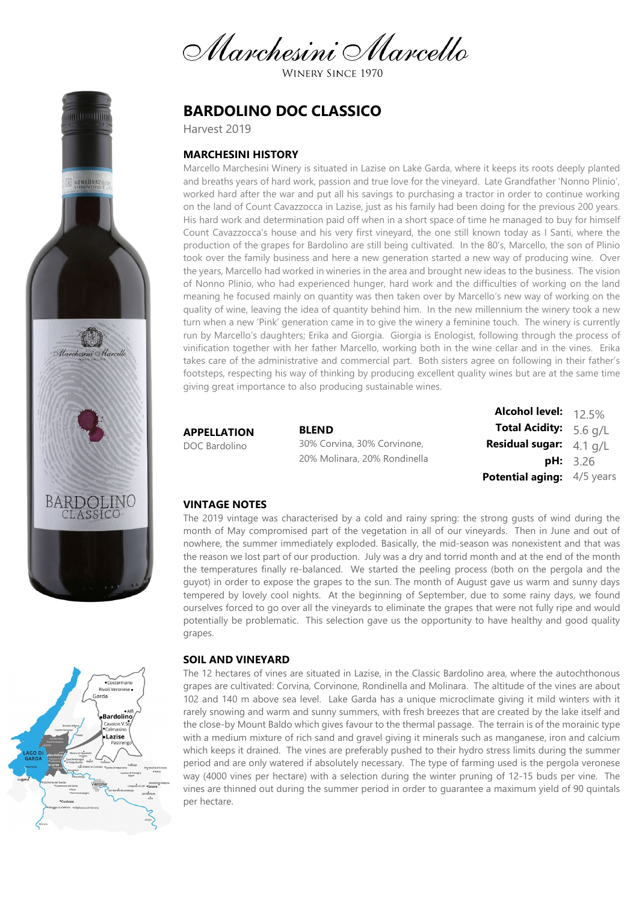# Marchesini Marcello

WINERY SINCE 1970

## BARDOLINO DOC CLASSICO

Harvest 2019

### MARCHESINI HISTORY

Marcello Marchesini Winery is situated in Lazise on Lake Garda, where it keeps its roots deeply planted and breaths years of hard work, passion and true love for the vineyard. Late Grandfather 'Nonno Plinio', worked hard after the war and put all his savings to purchasing a tractor in order to continue working on the land of Count Cavazzocca in Lazise, just as his family had been doing for the previous 200 years. His hard work and determination paid off when in a short space of time he managed to buy for himself Count Cavazzocca's house and his very first vineyard, the one still known today as I Santi, where the production of the grapes for Bardolino are still being cultivated. In the 80's, Marcello, the son of Plinio took over the family business and here a new generation started a new way of producing wine. Over the years, Marcello had worked in wineries in the area and brought new ideas to the business. The vision of Nonno Plinio, who had experienced hunger, hard work and the difficulties of working on the land meaning he focused mainly on quantity was then taken over by Marcello's new way of working on the quality of wine, leaving the idea of quantity behind him. In the new millennium the winery took a new turn when a new 'Pink' generation came in to give the winery a feminine touch. The winery is currently run by Marcello's daughters; Erika and Giorgia. Giorgia is Enologist, following through the process of vinification together with her father Marcello, working both in the wine cellar and in the vines. Erika takes care of the administrative and commercial part. Both sisters agree on following in their father's footsteps, respecting his way of thinking by producing excellent quality wines but are at the same time giving great importance to also producing sustainable wines.

**APPELLATION**
DOC Bardolino

**BLEND**
30% Corvina, 30% Corvinone, 20% Molinara, 20% Rondinella

| | |
|---|---|
| **Alcohol level:** | 12.5% |
| **Total Acidity:** | 5.6 g/L |
| **Residual sugar:** | 4.1 g/L |
| **pH:** | 3.26 |
| **Potential aging:** | 4/5 years |

### VINTAGE NOTES

The 2019 vintage was characterised by a cold and rainy spring: the strong gusts of wind during the month of May compromised part of the vegetation in all of our vineyards. Then in June and out of nowhere, the summer immediately exploded. Basically, the mid-season was nonexistent and that was the reason we lost part of our production. July was a dry and torrid month and at the end of the month the temperatures finally re-balanced. We started the peeling process (both on the pergola and the guyot) in order to expose the grapes to the sun. The month of August gave us warm and sunny days tempered by lovely cool nights. At the beginning of September, due to some rainy days, we found ourselves forced to go over all the vineyards to eliminate the grapes that were not fully ripe and would potentially be problematic. This selection gave us the opportunity to have healthy and good quality grapes.

### SOIL AND VINEYARD

The 12 hectares of vines are situated in Lazise, in the Classic Bardolino area, where the autochthonous grapes are cultivated: Corvina, Corvinone, Rondinella and Molinara. The altitude of the vines are about 102 and 140 m above sea level. Lake Garda has a unique microclimate giving it mild winters with it rarely snowing and warm and sunny summers, with fresh breezes that are created by the lake itself and the close-by Mount Baldo which gives favour to the thermal passage. The terrain is of the morainic type with a medium mixture of rich sand and gravel giving it minerals such as manganese, iron and calcium which keeps it drained. The vines are preferably pushed to their hydro stress limits during the summer period and are only watered if absolutely necessary. The type of farming used is the pergola veronese way (4000 vines per hectare) with a selection during the winter pruning of 12-15 buds per vine. The vines are thinned out during the summer period in order to guarantee a maximum yield of 90 quintals per hectare.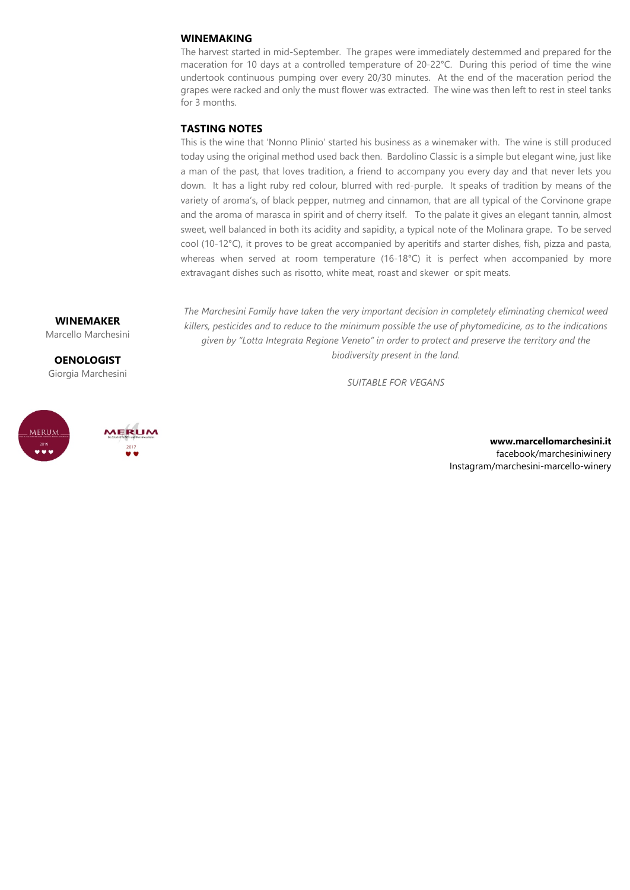## WINEMAKING

The harvest started in mid-September. The grapes were immediately destemmed and prepared for the maceration for 10 days at a controlled temperature of 20-22°C. During this period of time the wine undertook continuous pumping over every 20/30 minutes. At the end of the maceration period the grapes were racked and only the must flower was extracted. The wine was then left to rest in steel tanks for 3 months.

## TASTING NOTES

This is the wine that 'Nonno Plinio' started his business as a winemaker with. The wine is still produced today using the original method used back then. Bardolino Classic is a simple but elegant wine, just like a man of the past, that loves tradition, a friend to accompany you every day and that never lets you down. It has a light ruby red colour, blurred with red-purple. It speaks of tradition by means of the variety of aroma's, of black pepper, nutmeg and cinnamon, that are all typical of the Corvinone grape and the aroma of marasca in spirit and of cherry itself. To the palate it gives an elegant tannin, almost sweet, well balanced in both its acidity and sapidity, a typical note of the Molinara grape. To be served cool (10-12°C), it proves to be great accompanied by aperitifs and starter dishes, fish, pizza and pasta, whereas when served at room temperature (16-18°C) it is perfect when accompanied by more extravagant dishes such as risotto, white meat, roast and skewer or spit meats.

**WINEMAKER**
Marcello Marchesini

**OENOLOGIST**
Giorgia Marchesini

*The Marchesini Family have taken the very important decision in completely eliminating chemical weed killers, pesticides and to reduce to the minimum possible the use of phytomedicine, as to the indications given by "Lotta Integrata Regione Veneto" in order to protect and preserve the territory and the biodiversity present in the land.*

*SUITABLE FOR VEGANS*

MERUM 2019 ♥♥♥

MERUM 2017 ♥♥

**www.marcellomarchesini.it**
facebook/marchesiniwinery
Instagram/marchesini-marcello-winery